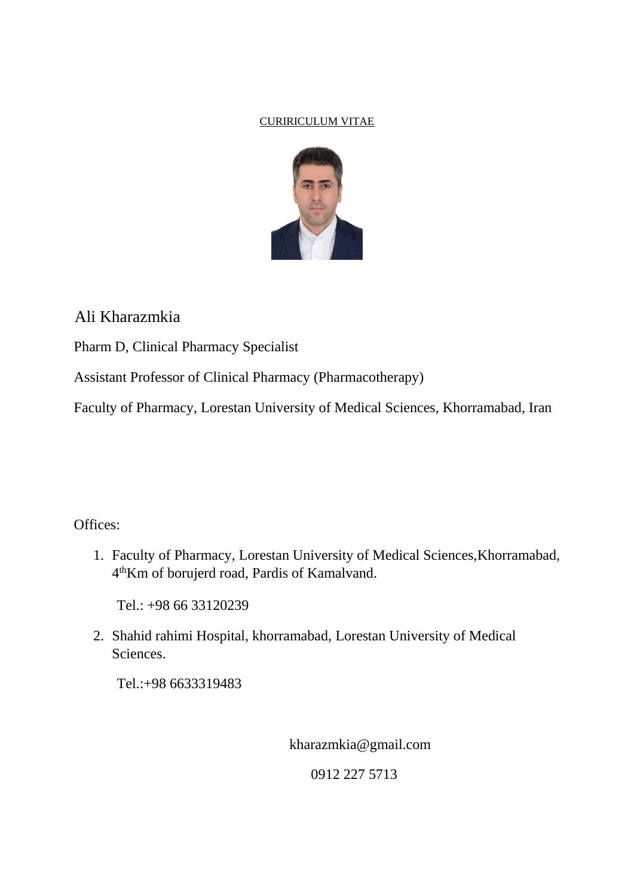CURIRICULUM VITAE

# Ali Kharazmkia

Pharm D, Clinical Pharmacy Specialist

Assistant Professor of Clinical Pharmacy (Pharmacotherapy)

Faculty of Pharmacy, Lorestan University of Medical Sciences, Khorramabad, Iran

Offices:

1. Faculty of Pharmacy, Lorestan University of Medical Sciences,Khorramabad, 4thKm of borujerd road, Pardis of Kamalvand.

   Tel.: +98 66 33120239

2. Shahid rahimi Hospital, khorramabad, Lorestan University of Medical Sciences.

   Tel.:+98 6633319483

kharazmkia@gmail.com

0912 227 5713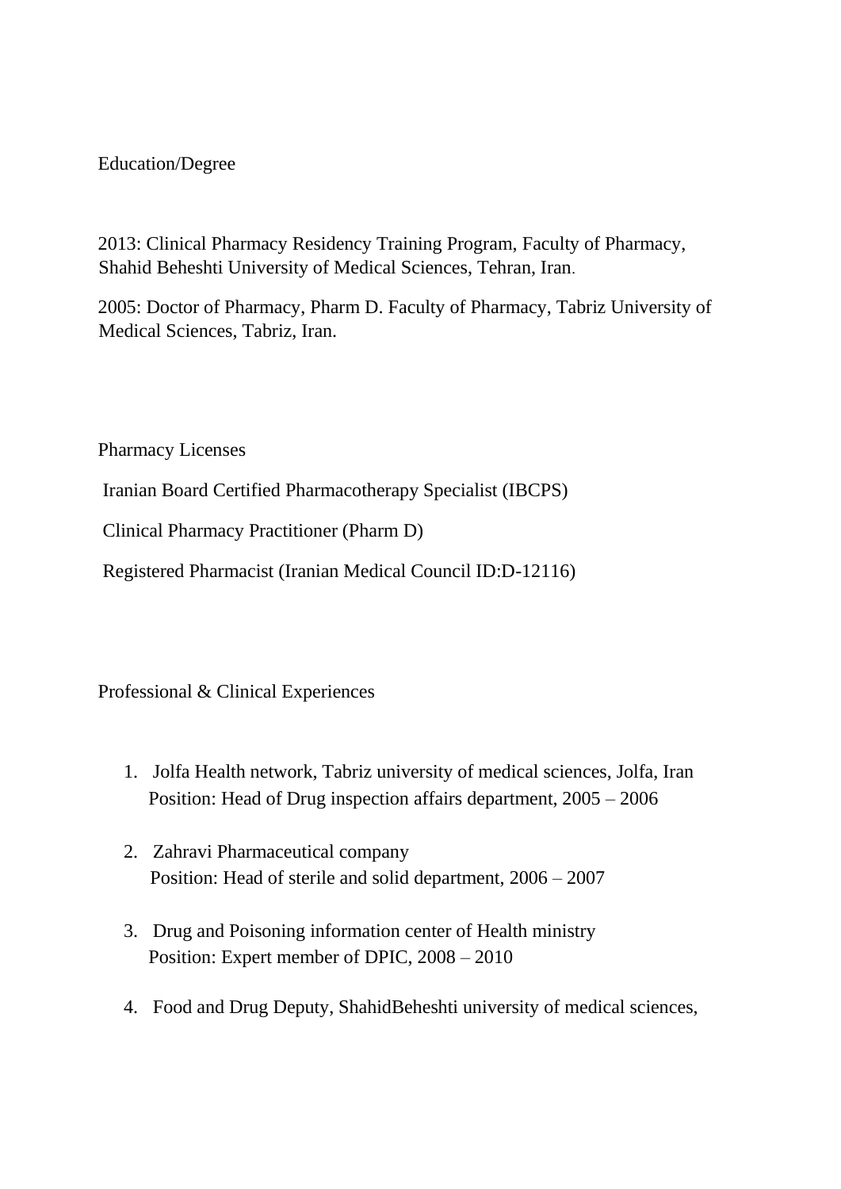## Education/Degree

2013: Clinical Pharmacy Residency Training Program, Faculty of Pharmacy, Shahid Beheshti University of Medical Sciences, Tehran, Iran.

2005: Doctor of Pharmacy, Pharm D. Faculty of Pharmacy, Tabriz University of Medical Sciences, Tabriz, Iran.

## Pharmacy Licenses

Iranian Board Certified Pharmacotherapy Specialist (IBCPS)

Clinical Pharmacy Practitioner (Pharm D)

Registered Pharmacist (Iranian Medical Council ID:D-12116)

## Professional & Clinical Experiences

1. Jolfa Health network, Tabriz university of medical sciences, Jolfa, Iran
   Position: Head of Drug inspection affairs department, 2005 – 2006

2. Zahravi Pharmaceutical company
   Position: Head of sterile and solid department, 2006 – 2007

3. Drug and Poisoning information center of Health ministry
   Position: Expert member of DPIC, 2008 – 2010

4. Food and Drug Deputy, ShahidBeheshti university of medical sciences,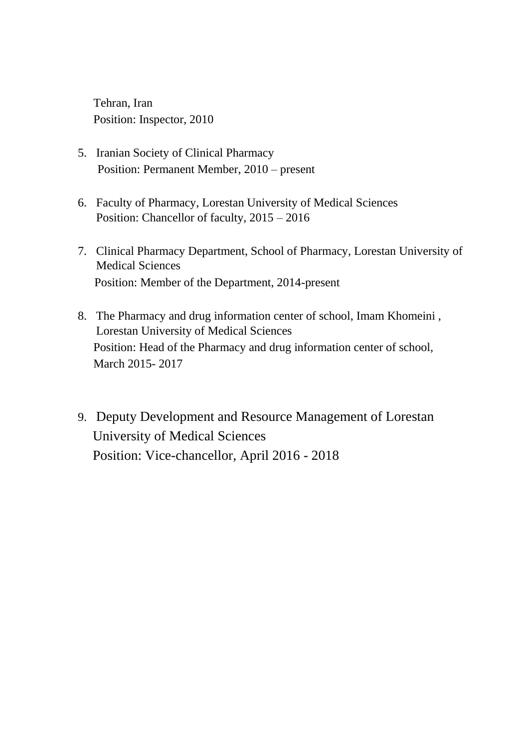Tehran, Iran
Position: Inspector, 2010

5. Iranian Society of Clinical Pharmacy
   Position: Permanent Member, 2010 – present

6. Faculty of Pharmacy, Lorestan University of Medical Sciences
   Position: Chancellor of faculty, 2015 – 2016

7. Clinical Pharmacy Department, School of Pharmacy, Lorestan University of Medical Sciences
   Position: Member of the Department, 2014-present

8. The Pharmacy and drug information center of school, Imam Khomeini , Lorestan University of Medical Sciences
   Position: Head of the Pharmacy and drug information center of school, March 2015- 2017

9. Deputy Development and Resource Management of Lorestan University of Medical Sciences
   Position: Vice-chancellor, April 2016 - 2018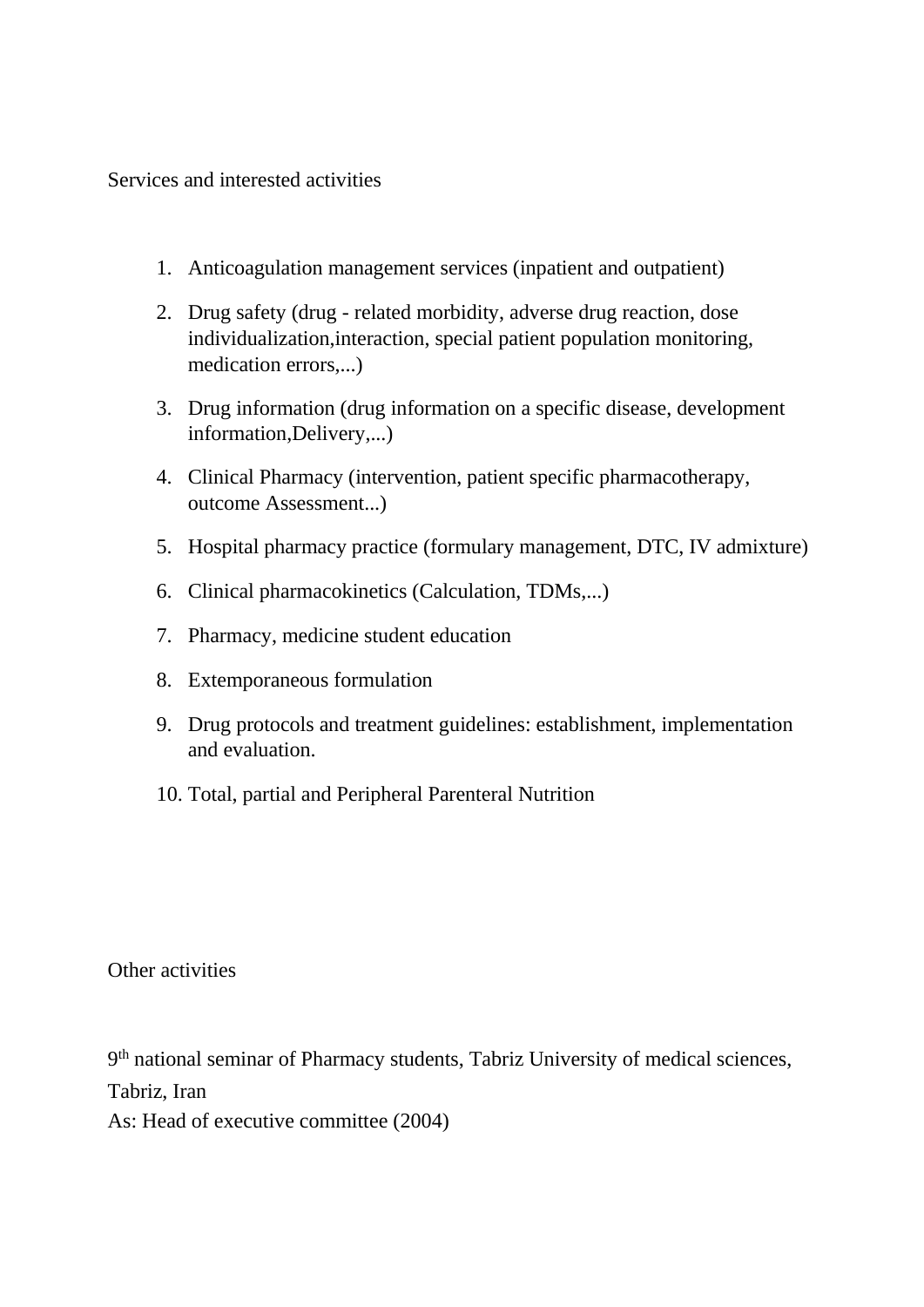Services and interested activities

1. Anticoagulation management services (inpatient and outpatient)
2. Drug safety (drug - related morbidity, adverse drug reaction, dose individualization,interaction, special patient population monitoring, medication errors,...)
3. Drug information (drug information on a specific disease, development information,Delivery,...)
4. Clinical Pharmacy (intervention, patient specific pharmacotherapy, outcome Assessment...)
5. Hospital pharmacy practice (formulary management, DTC, IV admixture)
6. Clinical pharmacokinetics (Calculation, TDMs,...)
7. Pharmacy, medicine student education
8. Extemporaneous formulation
9. Drug protocols and treatment guidelines: establishment, implementation and evaluation.
10. Total, partial and Peripheral Parenteral Nutrition

Other activities

9th national seminar of Pharmacy students, Tabriz University of medical sciences, Tabriz, Iran
As: Head of executive committee (2004)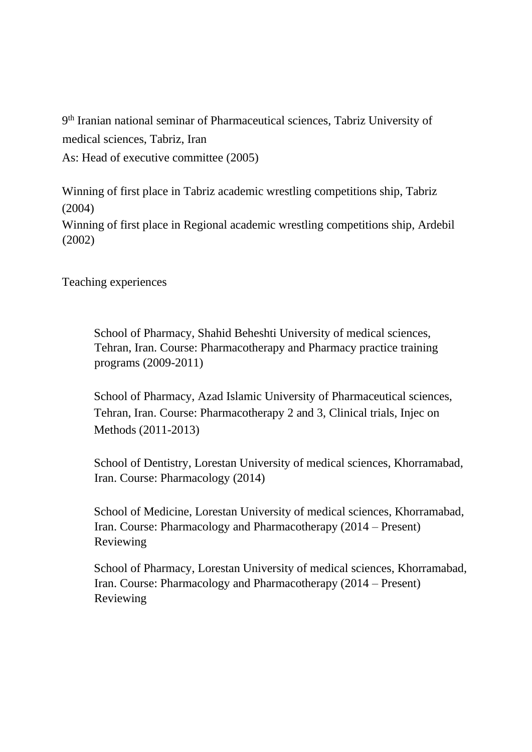9th Iranian national seminar of Pharmaceutical sciences, Tabriz University of medical sciences, Tabriz, Iran
As: Head of executive committee (2005)

Winning of first place in Tabriz academic wrestling competitions ship, Tabriz (2004)
Winning of first place in Regional academic wrestling competitions ship, Ardebil (2002)

## Teaching experiences

School of Pharmacy, Shahid Beheshti University of medical sciences, Tehran, Iran. Course: Pharmacotherapy and Pharmacy practice training programs (2009-2011)

School of Pharmacy, Azad Islamic University of Pharmaceutical sciences, Tehran, Iran. Course: Pharmacotherapy 2 and 3, Clinical trials, Injec on Methods (2011-2013)

School of Dentistry, Lorestan University of medical sciences, Khorramabad, Iran. Course: Pharmacology (2014)

School of Medicine, Lorestan University of medical sciences, Khorramabad, Iran. Course: Pharmacology and Pharmacotherapy (2014 – Present)
Reviewing

School of Pharmacy, Lorestan University of medical sciences, Khorramabad, Iran. Course: Pharmacology and Pharmacotherapy (2014 – Present)
Reviewing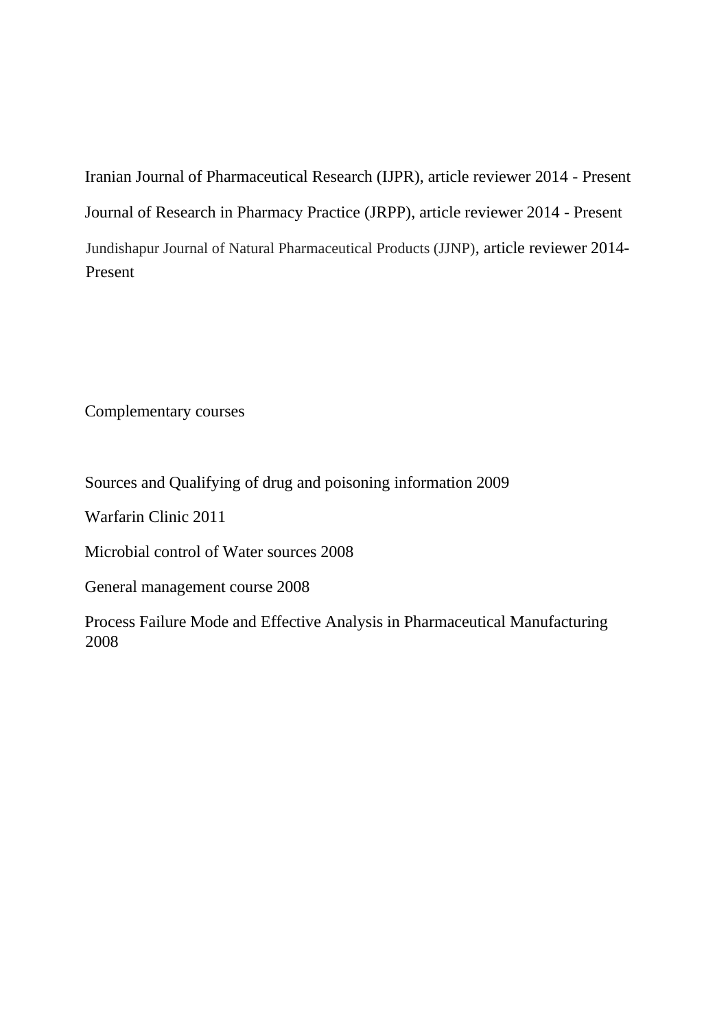Iranian Journal of Pharmaceutical Research (IJPR), article reviewer 2014 - Present

Journal of Research in Pharmacy Practice (JRPP), article reviewer 2014 - Present

Jundishapur Journal of Natural Pharmaceutical Products (JJNP), article reviewer 2014-Present

## Complementary courses

Sources and Qualifying of drug and poisoning information 2009

Warfarin Clinic 2011

Microbial control of Water sources 2008

General management course 2008

Process Failure Mode and Effective Analysis in Pharmaceutical Manufacturing 2008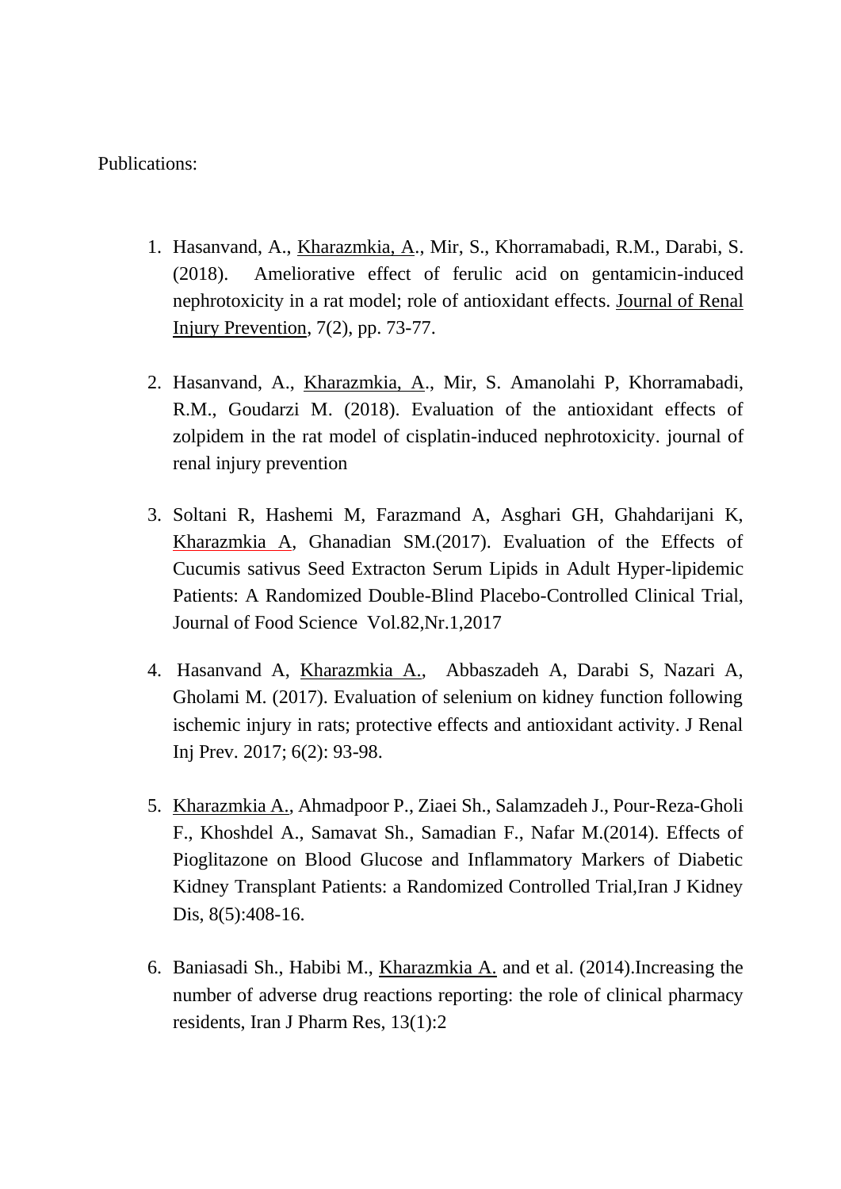Publications:

1. Hasanvand, A., Kharazmkia, A., Mir, S., Khorramabadi, R.M., Darabi, S. (2018). Ameliorative effect of ferulic acid on gentamicin-induced nephrotoxicity in a rat model; role of antioxidant effects. Journal of Renal Injury Prevention, 7(2), pp. 73-77.

2. Hasanvand, A., Kharazmkia, A., Mir, S. Amanolahi P, Khorramabadi, R.M., Goudarzi M. (2018). Evaluation of the antioxidant effects of zolpidem in the rat model of cisplatin-induced nephrotoxicity. journal of renal injury prevention

3. Soltani R, Hashemi M, Farazmand A, Asghari GH, Ghahdarijani K, Kharazmkia A, Ghanadian SM.(2017). Evaluation of the Effects of Cucumis sativus Seed Extracton Serum Lipids in Adult Hyper-lipidemic Patients: A Randomized Double-Blind Placebo-Controlled Clinical Trial, Journal of Food Science Vol.82,Nr.1,2017

4. Hasanvand A, Kharazmkia A., Abbaszadeh A, Darabi S, Nazari A, Gholami M. (2017). Evaluation of selenium on kidney function following ischemic injury in rats; protective effects and antioxidant activity. J Renal Inj Prev. 2017; 6(2): 93-98.

5. Kharazmkia A., Ahmadpoor P., Ziaei Sh., Salamzadeh J., Pour-Reza-Gholi F., Khoshdel A., Samavat Sh., Samadian F., Nafar M.(2014). Effects of Pioglitazone on Blood Glucose and Inflammatory Markers of Diabetic Kidney Transplant Patients: a Randomized Controlled Trial,Iran J Kidney Dis, 8(5):408-16.

6. Baniasadi Sh., Habibi M., Kharazmkia A. and et al. (2014).Increasing the number of adverse drug reactions reporting: the role of clinical pharmacy residents, Iran J Pharm Res, 13(1):2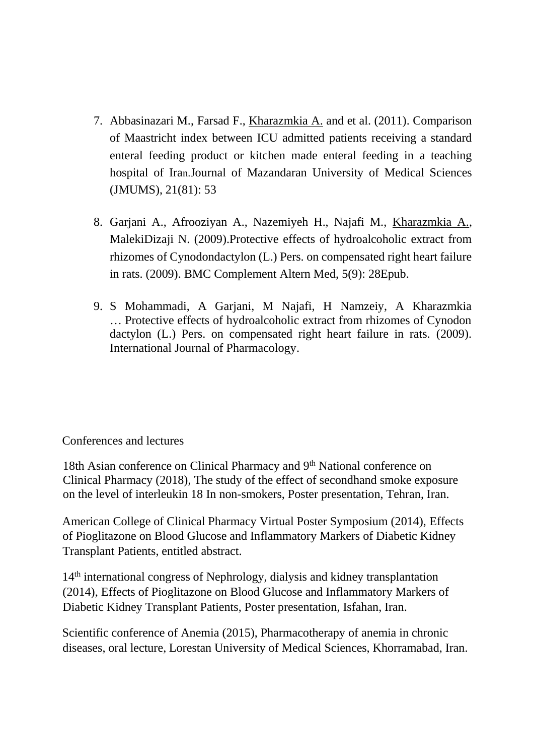7. Abbasinazari M., Farsad F., Kharazmkia A. and et al. (2011). Comparison of Maastricht index between ICU admitted patients receiving a standard enteral feeding product or kitchen made enteral feeding in a teaching hospital of Iran.Journal of Mazandaran University of Medical Sciences (JMUMS), 21(81): 53

8. Garjani A., Afrooziyan A., Nazemiyeh H., Najafi M., Kharazmkia A., MalekiDizaji N. (2009).Protective effects of hydroalcoholic extract from rhizomes of Cynodondactylon (L.) Pers. on compensated right heart failure in rats. (2009). BMC Complement Altern Med, 5(9): 28Epub.

9. S Mohammadi, A Garjani, M Najafi, H Namzeiy, A Kharazmkia … Protective effects of hydroalcoholic extract from rhizomes of Cynodon dactylon (L.) Pers. on compensated right heart failure in rats. (2009). International Journal of Pharmacology.

Conferences and lectures

18th Asian conference on Clinical Pharmacy and 9th National conference on Clinical Pharmacy (2018), The study of the effect of secondhand smoke exposure on the level of interleukin 18 In non-smokers, Poster presentation, Tehran, Iran.

American College of Clinical Pharmacy Virtual Poster Symposium (2014), Effects of Pioglitazone on Blood Glucose and Inflammatory Markers of Diabetic Kidney Transplant Patients, entitled abstract.

14th international congress of Nephrology, dialysis and kidney transplantation (2014), Effects of Pioglitazone on Blood Glucose and Inflammatory Markers of Diabetic Kidney Transplant Patients, Poster presentation, Isfahan, Iran.

Scientific conference of Anemia (2015), Pharmacotherapy of anemia in chronic diseases, oral lecture, Lorestan University of Medical Sciences, Khorramabad, Iran.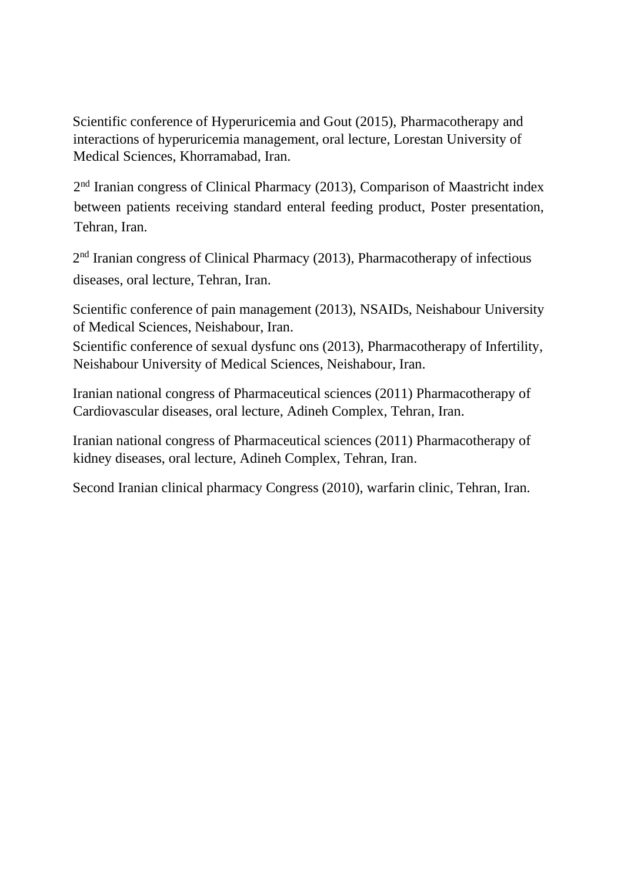Scientific conference of Hyperuricemia and Gout (2015), Pharmacotherapy and interactions of hyperuricemia management, oral lecture, Lorestan University of Medical Sciences, Khorramabad, Iran.

2nd Iranian congress of Clinical Pharmacy (2013), Comparison of Maastricht index between patients receiving standard enteral feeding product, Poster presentation, Tehran, Iran.

2nd Iranian congress of Clinical Pharmacy (2013), Pharmacotherapy of infectious diseases, oral lecture, Tehran, Iran.

Scientific conference of pain management (2013), NSAIDs, Neishabour University of Medical Sciences, Neishabour, Iran.

Scientific conference of sexual dysfunc ons (2013), Pharmacotherapy of Infertility, Neishabour University of Medical Sciences, Neishabour, Iran.

Iranian national congress of Pharmaceutical sciences (2011) Pharmacotherapy of Cardiovascular diseases, oral lecture, Adineh Complex, Tehran, Iran.

Iranian national congress of Pharmaceutical sciences (2011) Pharmacotherapy of kidney diseases, oral lecture, Adineh Complex, Tehran, Iran.

Second Iranian clinical pharmacy Congress (2010), warfarin clinic, Tehran, Iran.